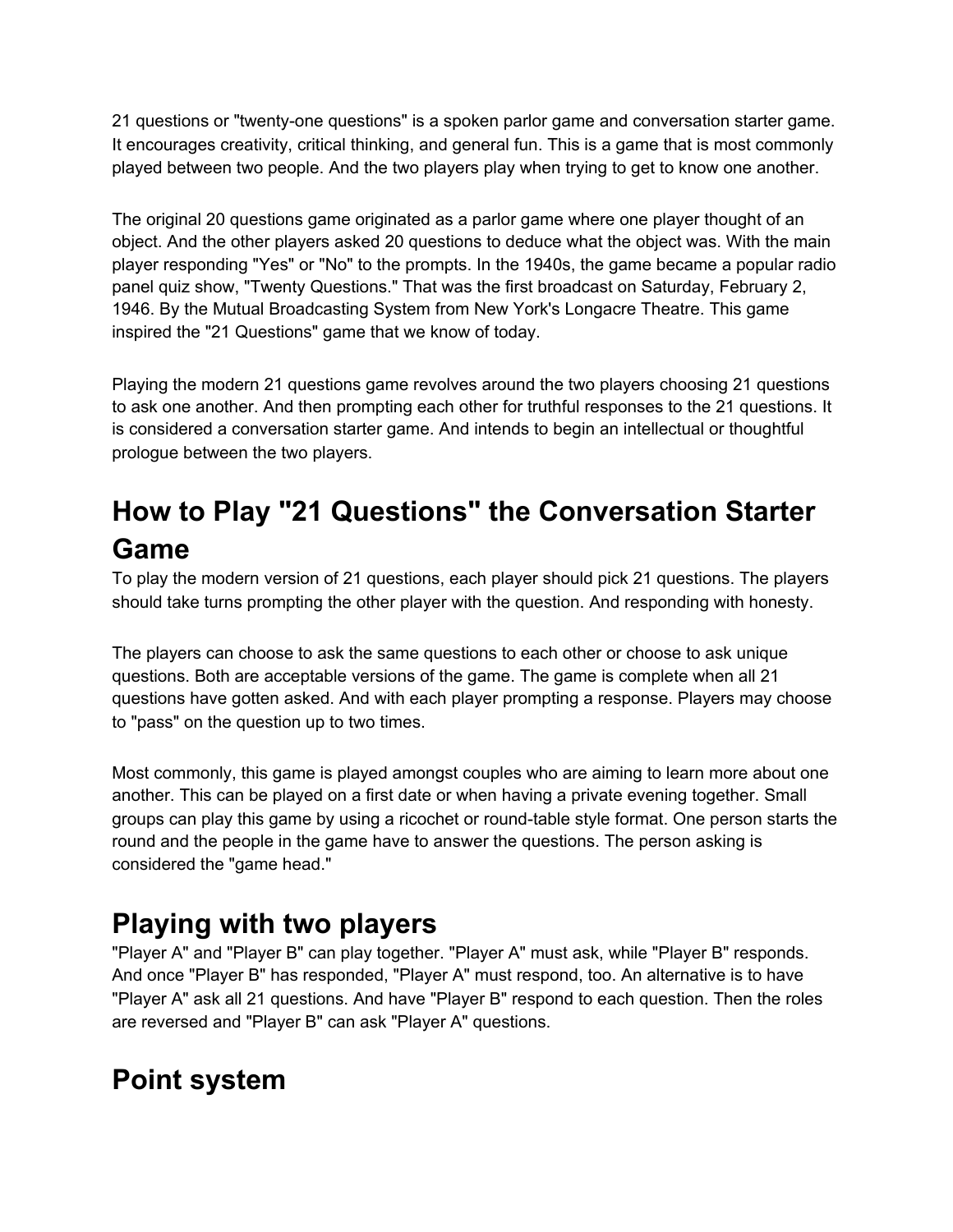21 questions or "twenty-one questions" is a spoken parlor game and conversation starter game. It encourages creativity, critical thinking, and general fun. This is a game that is most commonly played between two people. And the two players play when trying to get to know one another.

The original 20 questions game originated as a parlor game where one player thought of an object. And the other players asked 20 questions to deduce what the object was. With the main player responding "Yes" or "No" to the prompts. In the 1940s, the game became a popular radio panel quiz show, "Twenty Questions." That was the first broadcast on Saturday, February 2, 1946. By the Mutual Broadcasting System from New York's Longacre Theatre. This game inspired the "21 Questions" game that we know of today.

Playing the modern 21 questions game revolves around the two players choosing 21 questions to ask one another. And then prompting each other for truthful responses to the 21 questions. It is considered a conversation starter game. And intends to begin an intellectual or thoughtful prologue between the two players.

# How to Play "21 Questions" the Conversation Starter Game

To play the modern version of 21 questions, each player should pick 21 questions. The players should take turns prompting the other player with the question. And responding with honesty.

The players can choose to ask the same questions to each other or choose to ask unique questions. Both are acceptable versions of the game. The game is complete when all 21 questions have gotten asked. And with each player prompting a response. Players may choose to "pass" on the question up to two times.

Most commonly, this game is played amongst couples who are aiming to learn more about one another. This can be played on a first date or when having a private evening together. Small groups can play this game by using a ricochet or round-table style format. One person starts the round and the people in the game have to answer the questions. The person asking is considered the "game head."

# Playing with two players

"Player A" and "Player B" can play together. "Player A" must ask, while "Player B" responds. And once "Player B" has responded, "Player A" must respond, too. An alternative is to have "Player A" ask all 21 questions. And have "Player B" respond to each question. Then the roles are reversed and "Player B" can ask "Player A" questions.

# Point system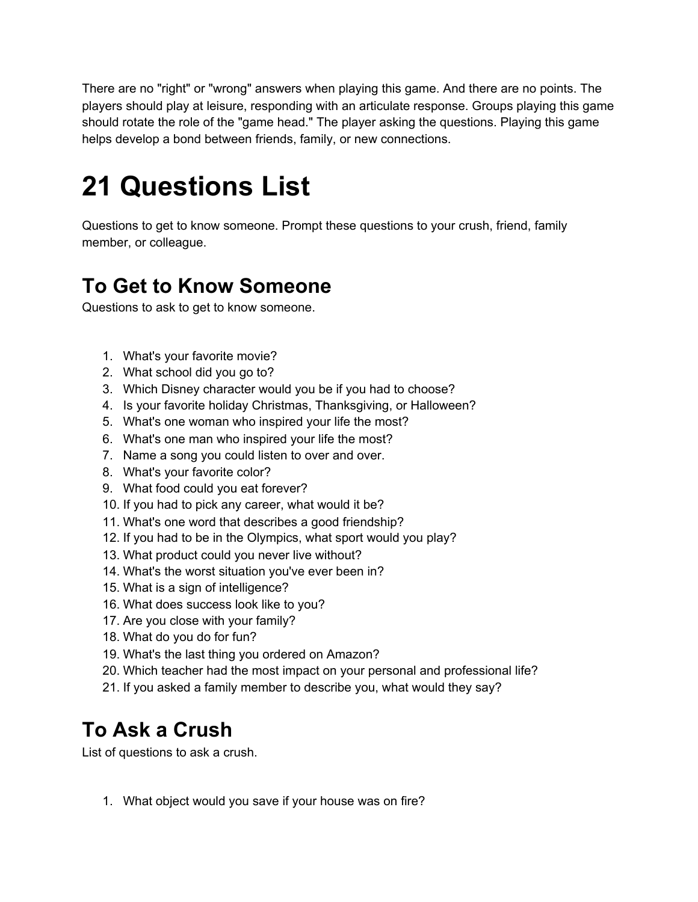There are no "right" or "wrong" answers when playing this game. And there are no points. The players should play at leisure, responding with an articulate response. Groups playing this game should rotate the role of the "game head." The player asking the questions. Playing this game helps develop a bond between friends, family, or new connections.

# 21 Questions List

Questions to get to know someone. Prompt these questions to your crush, friend, family member, or colleague.

## To Get to Know Someone

Questions to ask to get to know someone.

1. What's your favorite movie?
2. What school did you go to?
3. Which Disney character would you be if you had to choose?
4. Is your favorite holiday Christmas, Thanksgiving, or Halloween?
5. What's one woman who inspired your life the most?
6. What's one man who inspired your life the most?
7. Name a song you could listen to over and over.
8. What's your favorite color?
9. What food could you eat forever?
10. If you had to pick any career, what would it be?
11. What's one word that describes a good friendship?
12. If you had to be in the Olympics, what sport would you play?
13. What product could you never live without?
14. What's the worst situation you've ever been in?
15. What is a sign of intelligence?
16. What does success look like to you?
17. Are you close with your family?
18. What do you do for fun?
19. What's the last thing you ordered on Amazon?
20. Which teacher had the most impact on your personal and professional life?
21. If you asked a family member to describe you, what would they say?

## To Ask a Crush

List of questions to ask a crush.

1. What object would you save if your house was on fire?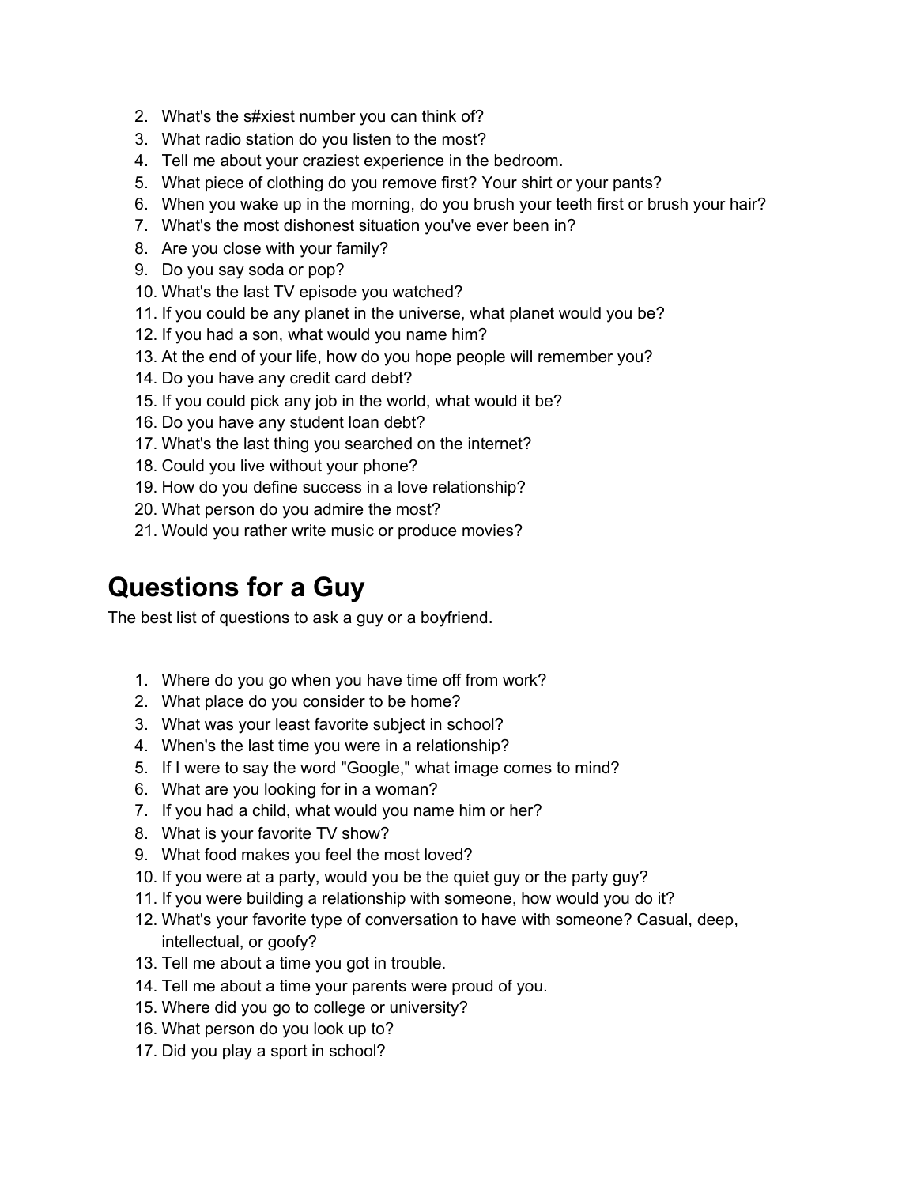2. What's the s#xiest number you can think of?
3. What radio station do you listen to the most?
4. Tell me about your craziest experience in the bedroom.
5. What piece of clothing do you remove first? Your shirt or your pants?
6. When you wake up in the morning, do you brush your teeth first or brush your hair?
7. What's the most dishonest situation you've ever been in?
8. Are you close with your family?
9. Do you say soda or pop?
10. What's the last TV episode you watched?
11. If you could be any planet in the universe, what planet would you be?
12. If you had a son, what would you name him?
13. At the end of your life, how do you hope people will remember you?
14. Do you have any credit card debt?
15. If you could pick any job in the world, what would it be?
16. Do you have any student loan debt?
17. What's the last thing you searched on the internet?
18. Could you live without your phone?
19. How do you define success in a love relationship?
20. What person do you admire the most?
21. Would you rather write music or produce movies?

# Questions for a Guy

The best list of questions to ask a guy or a boyfriend.

1. Where do you go when you have time off from work?
2. What place do you consider to be home?
3. What was your least favorite subject in school?
4. When's the last time you were in a relationship?
5. If I were to say the word "Google," what image comes to mind?
6. What are you looking for in a woman?
7. If you had a child, what would you name him or her?
8. What is your favorite TV show?
9. What food makes you feel the most loved?
10. If you were at a party, would you be the quiet guy or the party guy?
11. If you were building a relationship with someone, how would you do it?
12. What's your favorite type of conversation to have with someone? Casual, deep, intellectual, or goofy?
13. Tell me about a time you got in trouble.
14. Tell me about a time your parents were proud of you.
15. Where did you go to college or university?
16. What person do you look up to?
17. Did you play a sport in school?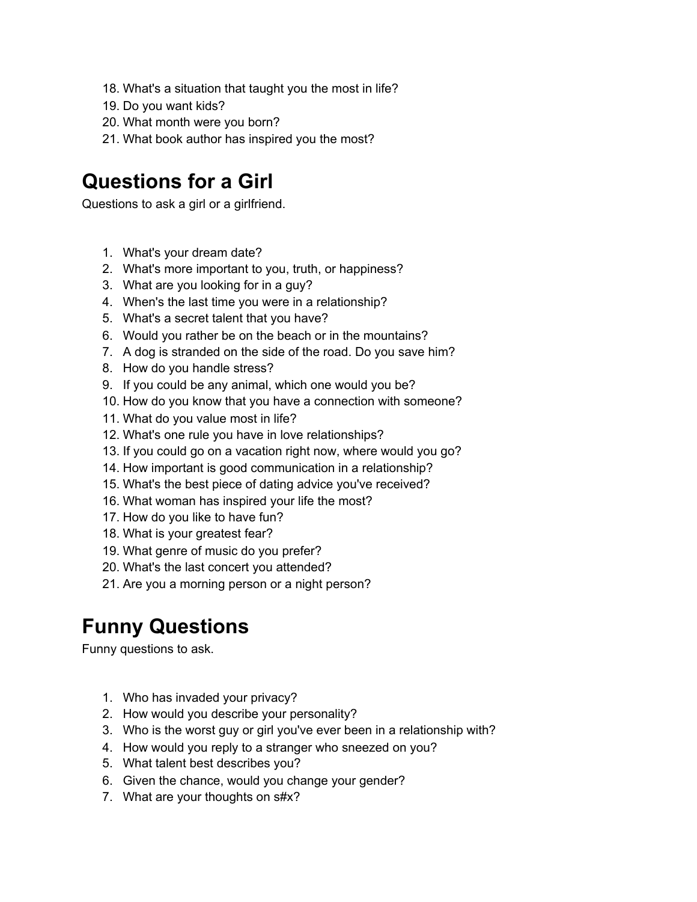18. What's a situation that taught you the most in life?
19. Do you want kids?
20. What month were you born?
21. What book author has inspired you the most?

# Questions for a Girl

Questions to ask a girl or a girlfriend.

1. What's your dream date?
2. What's more important to you, truth, or happiness?
3. What are you looking for in a guy?
4. When's the last time you were in a relationship?
5. What's a secret talent that you have?
6. Would you rather be on the beach or in the mountains?
7. A dog is stranded on the side of the road. Do you save him?
8. How do you handle stress?
9. If you could be any animal, which one would you be?
10. How do you know that you have a connection with someone?
11. What do you value most in life?
12. What's one rule you have in love relationships?
13. If you could go on a vacation right now, where would you go?
14. How important is good communication in a relationship?
15. What's the best piece of dating advice you've received?
16. What woman has inspired your life the most?
17. How do you like to have fun?
18. What is your greatest fear?
19. What genre of music do you prefer?
20. What's the last concert you attended?
21. Are you a morning person or a night person?

# Funny Questions

Funny questions to ask.

1. Who has invaded your privacy?
2. How would you describe your personality?
3. Who is the worst guy or girl you've ever been in a relationship with?
4. How would you reply to a stranger who sneezed on you?
5. What talent best describes you?
6. Given the chance, would you change your gender?
7. What are your thoughts on s#x?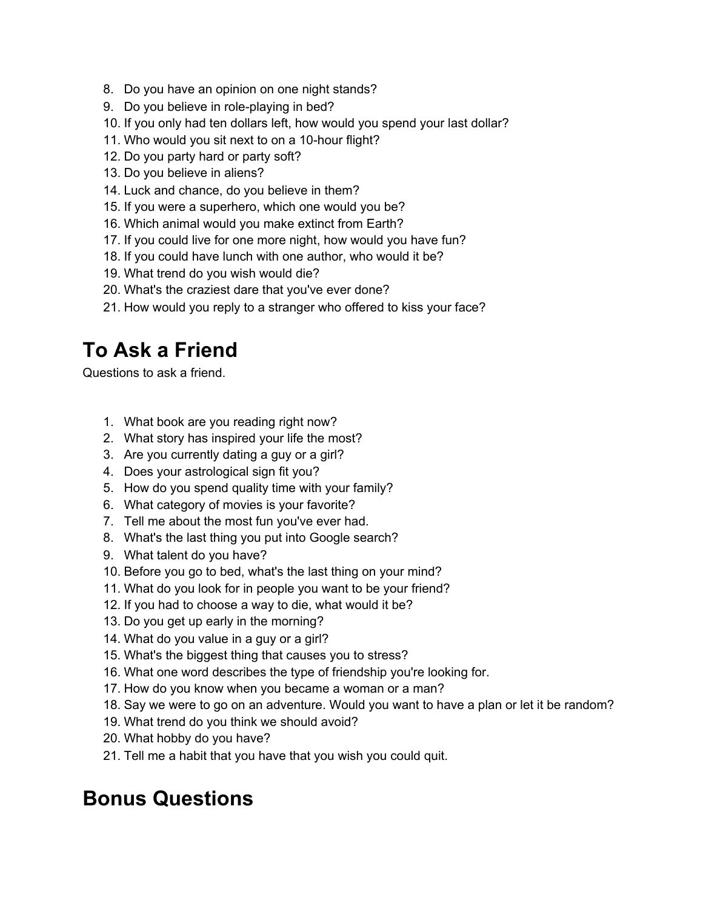8. Do you have an opinion on one night stands?
9. Do you believe in role-playing in bed?
10. If you only had ten dollars left, how would you spend your last dollar?
11. Who would you sit next to on a 10-hour flight?
12. Do you party hard or party soft?
13. Do you believe in aliens?
14. Luck and chance, do you believe in them?
15. If you were a superhero, which one would you be?
16. Which animal would you make extinct from Earth?
17. If you could live for one more night, how would you have fun?
18. If you could have lunch with one author, who would it be?
19. What trend do you wish would die?
20. What's the craziest dare that you've ever done?
21. How would you reply to a stranger who offered to kiss your face?

## To Ask a Friend

Questions to ask a friend.

1. What book are you reading right now?
2. What story has inspired your life the most?
3. Are you currently dating a guy or a girl?
4. Does your astrological sign fit you?
5. How do you spend quality time with your family?
6. What category of movies is your favorite?
7. Tell me about the most fun you've ever had.
8. What's the last thing you put into Google search?
9. What talent do you have?
10. Before you go to bed, what's the last thing on your mind?
11. What do you look for in people you want to be your friend?
12. If you had to choose a way to die, what would it be?
13. Do you get up early in the morning?
14. What do you value in a guy or a girl?
15. What's the biggest thing that causes you to stress?
16. What one word describes the type of friendship you're looking for.
17. How do you know when you became a woman or a man?
18. Say we were to go on an adventure. Would you want to have a plan or let it be random?
19. What trend do you think we should avoid?
20. What hobby do you have?
21. Tell me a habit that you have that you wish you could quit.

## Bonus Questions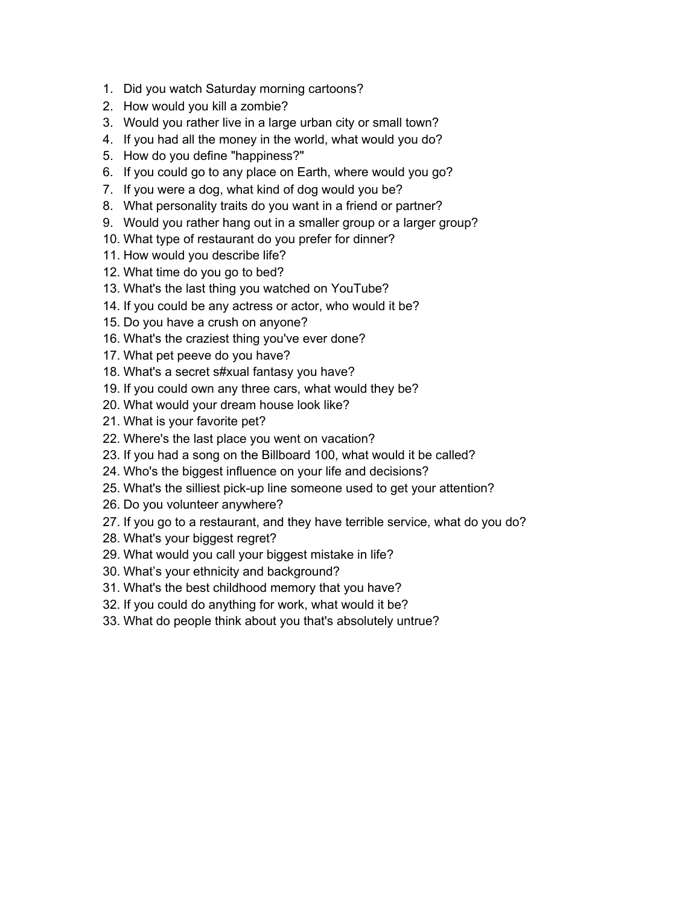1. Did you watch Saturday morning cartoons?
2. How would you kill a zombie?
3. Would you rather live in a large urban city or small town?
4. If you had all the money in the world, what would you do?
5. How do you define "happiness?"
6. If you could go to any place on Earth, where would you go?
7. If you were a dog, what kind of dog would you be?
8. What personality traits do you want in a friend or partner?
9. Would you rather hang out in a smaller group or a larger group?
10. What type of restaurant do you prefer for dinner?
11. How would you describe life?
12. What time do you go to bed?
13. What's the last thing you watched on YouTube?
14. If you could be any actress or actor, who would it be?
15. Do you have a crush on anyone?
16. What's the craziest thing you've ever done?
17. What pet peeve do you have?
18. What's a secret s#xual fantasy you have?
19. If you could own any three cars, what would they be?
20. What would your dream house look like?
21. What is your favorite pet?
22. Where's the last place you went on vacation?
23. If you had a song on the Billboard 100, what would it be called?
24. Who's the biggest influence on your life and decisions?
25. What's the silliest pick-up line someone used to get your attention?
26. Do you volunteer anywhere?
27. If you go to a restaurant, and they have terrible service, what do you do?
28. What's your biggest regret?
29. What would you call your biggest mistake in life?
30. What’s your ethnicity and background?
31. What's the best childhood memory that you have?
32. If you could do anything for work, what would it be?
33. What do people think about you that's absolutely untrue?